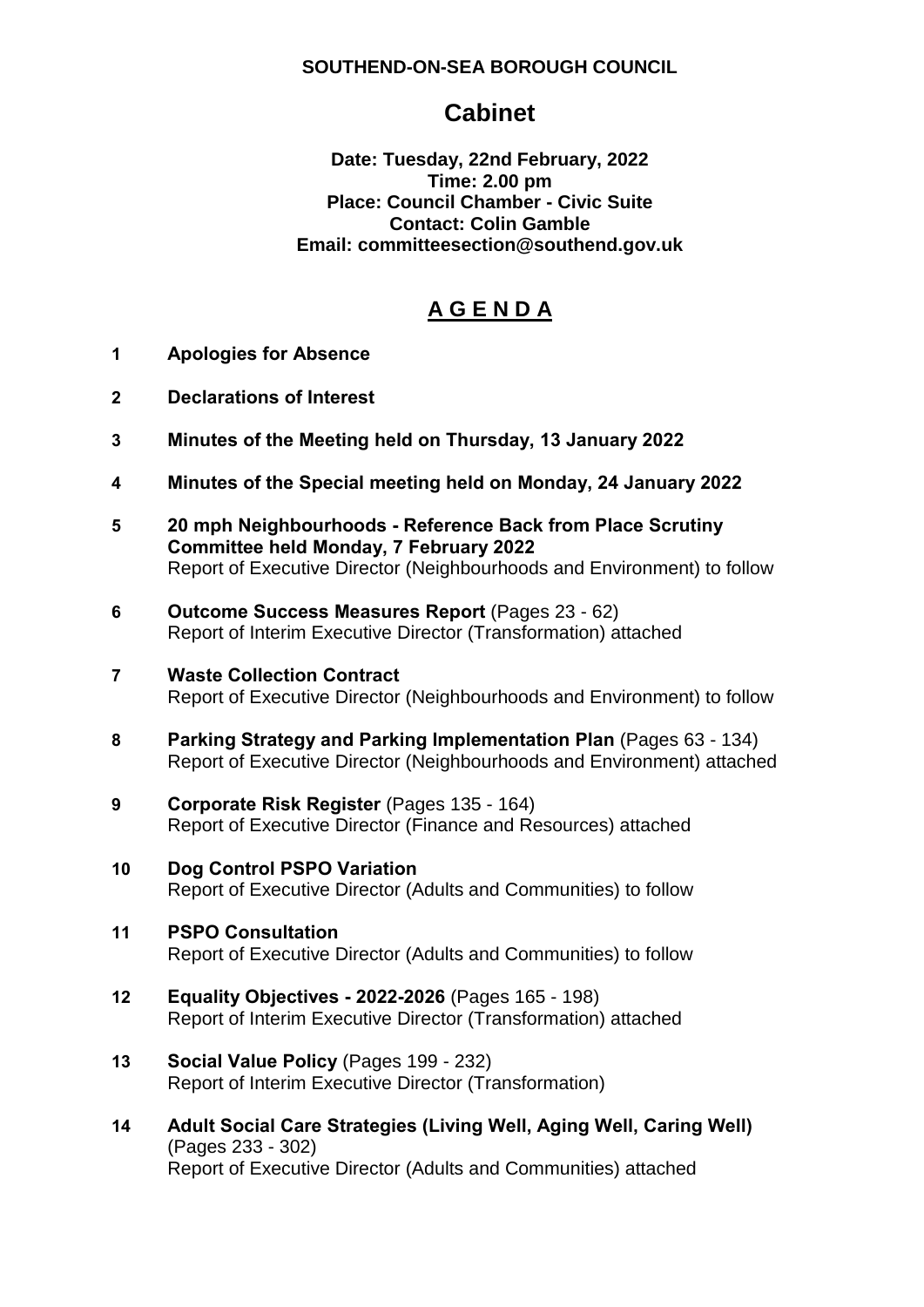**SOUTHEND-ON-SEA BOROUGH COUNCIL**

# Cabinet

**Date: Tuesday, 22nd February, 2022**
**Time: 2.00 pm**
**Place: Council Chamber - Civic Suite**
**Contact: Colin Gamble**
**Email: committeesection@southend.gov.uk**

## A G E N D A

**1 Apologies for Absence**

**2 Declarations of Interest**

**3 Minutes of the Meeting held on Thursday, 13 January 2022**

**4 Minutes of the Special meeting held on Monday, 24 January 2022**

**5 20 mph Neighbourhoods - Reference Back from Place Scrutiny Committee held Monday, 7 February 2022**
Report of Executive Director (Neighbourhoods and Environment) to follow

**6 Outcome Success Measures Report** (Pages 23 - 62)
Report of Interim Executive Director (Transformation) attached

**7 Waste Collection Contract**
Report of Executive Director (Neighbourhoods and Environment) to follow

**8 Parking Strategy and Parking Implementation Plan** (Pages 63 - 134)
Report of Executive Director (Neighbourhoods and Environment) attached

**9 Corporate Risk Register** (Pages 135 - 164)
Report of Executive Director (Finance and Resources) attached

**10 Dog Control PSPO Variation**
Report of Executive Director (Adults and Communities) to follow

**11 PSPO Consultation**
Report of Executive Director (Adults and Communities) to follow

**12 Equality Objectives - 2022-2026** (Pages 165 - 198)
Report of Interim Executive Director (Transformation) attached

**13 Social Value Policy** (Pages 199 - 232)
Report of Interim Executive Director (Transformation)

**14 Adult Social Care Strategies (Living Well, Aging Well, Caring Well)** (Pages 233 - 302)
Report of Executive Director (Adults and Communities) attached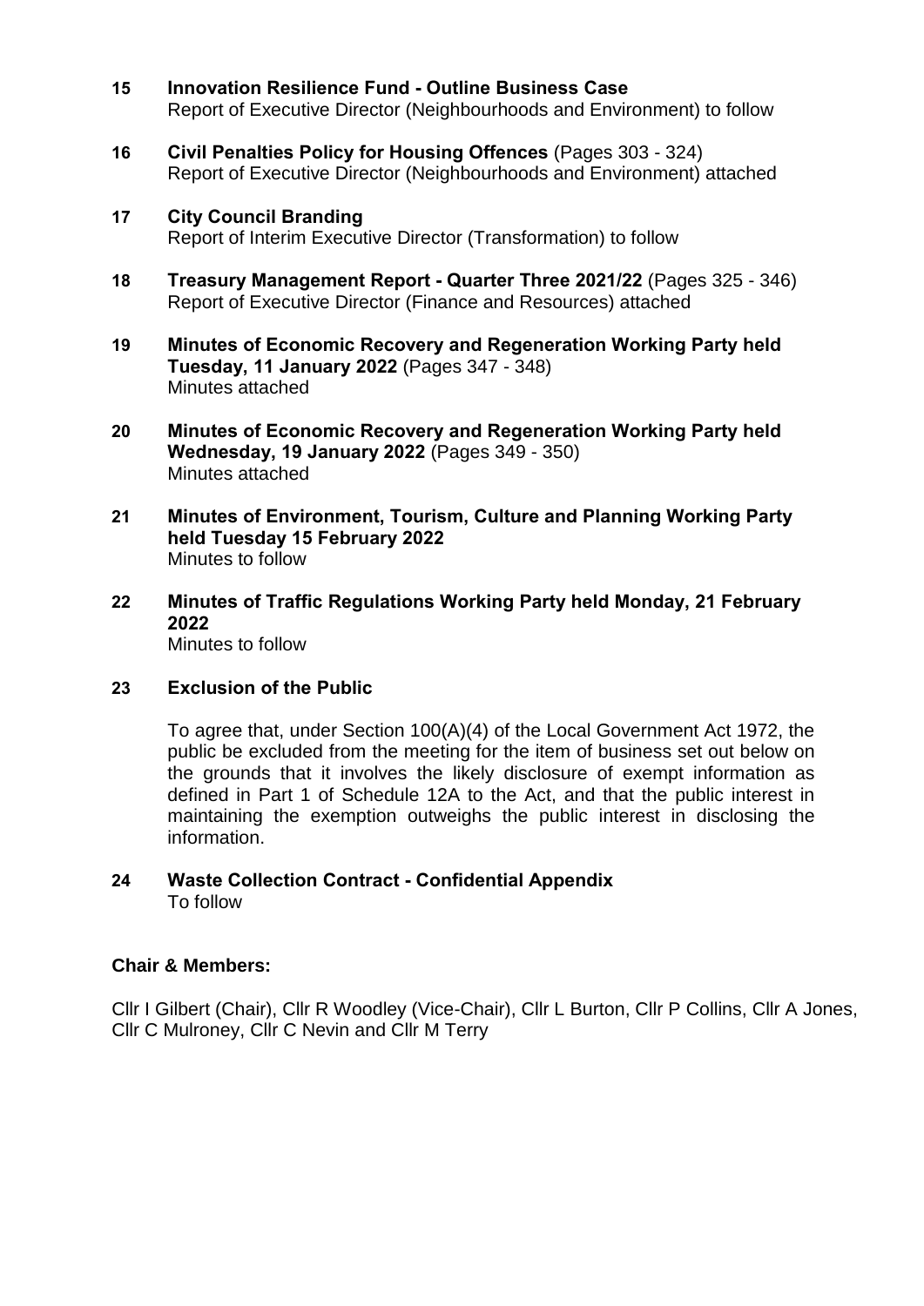**15 Innovation Resilience Fund - Outline Business Case**
Report of Executive Director (Neighbourhoods and Environment) to follow

**16 Civil Penalties Policy for Housing Offences** (Pages 303 - 324)
Report of Executive Director (Neighbourhoods and Environment) attached

**17 City Council Branding**
Report of Interim Executive Director (Transformation) to follow

**18 Treasury Management Report - Quarter Three 2021/22** (Pages 325 - 346)
Report of Executive Director (Finance and Resources) attached

**19 Minutes of Economic Recovery and Regeneration Working Party held Tuesday, 11 January 2022** (Pages 347 - 348)
Minutes attached

**20 Minutes of Economic Recovery and Regeneration Working Party held Wednesday, 19 January 2022** (Pages 349 - 350)
Minutes attached

**21 Minutes of Environment, Tourism, Culture and Planning Working Party held Tuesday 15 February 2022**
Minutes to follow

**22 Minutes of Traffic Regulations Working Party held Monday, 21 February 2022**
Minutes to follow

**23 Exclusion of the Public**

To agree that, under Section 100(A)(4) of the Local Government Act 1972, the public be excluded from the meeting for the item of business set out below on the grounds that it involves the likely disclosure of exempt information as defined in Part 1 of Schedule 12A to the Act, and that the public interest in maintaining the exemption outweighs the public interest in disclosing the information.

**24 Waste Collection Contract - Confidential Appendix**
To follow

**Chair & Members:**

Cllr I Gilbert (Chair), Cllr R Woodley (Vice-Chair), Cllr L Burton, Cllr P Collins, Cllr A Jones, Cllr C Mulroney, Cllr C Nevin and Cllr M Terry